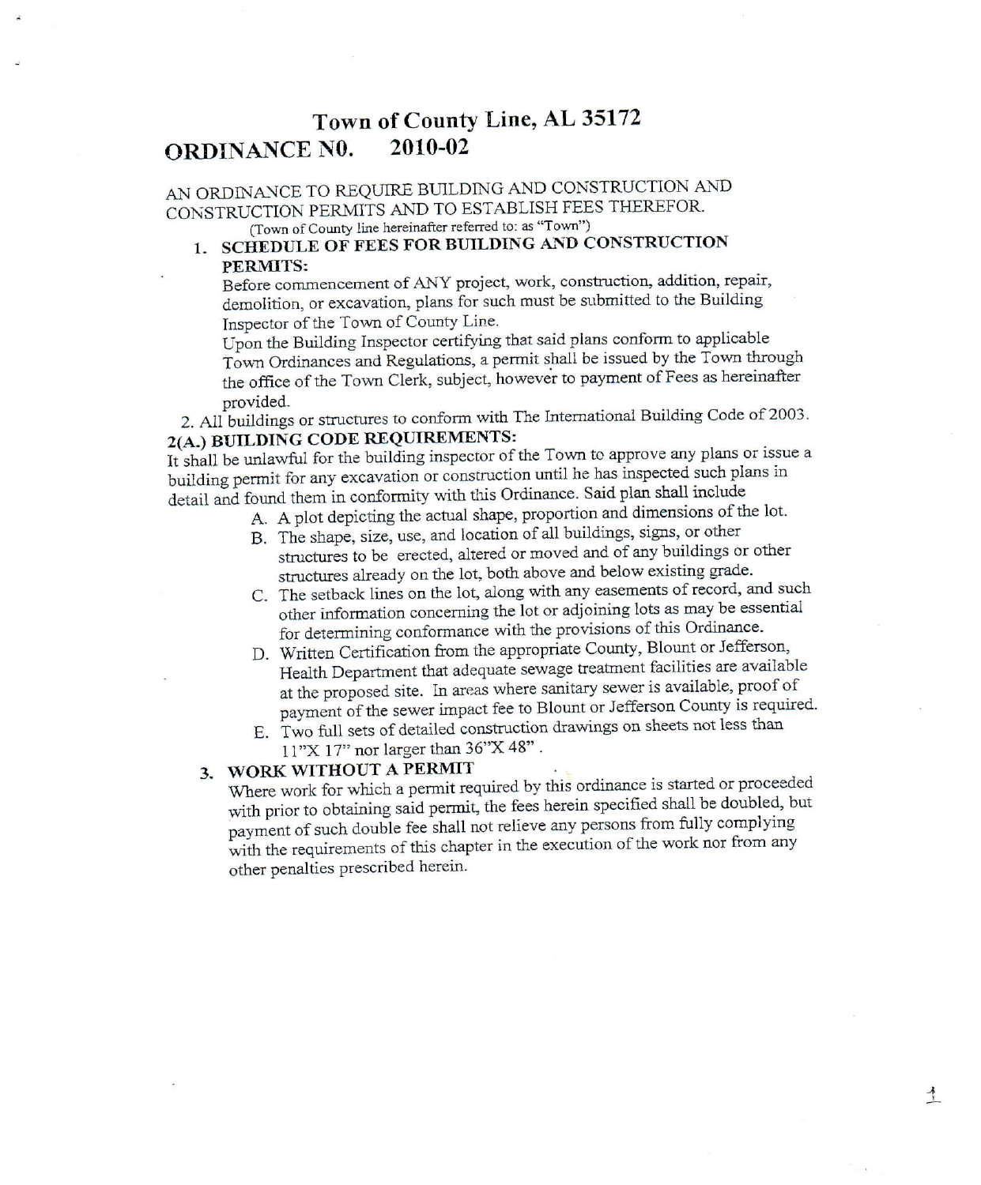# Town of County Line, AL 35172

# ORDINANCE N0. 2010-02

AN ORDINANCE TO REQUIRE BUILDING AND CONSTRUCTION AND CONSTRUCTION PERMITS AND TO ESTABLISH FEES THEREFOR.

(Town of County line hereinafter referred to: as "Town")

1. **SCHEDULE OF FEES FOR BUILDING AND CONSTRUCTION PERMITS:**

   Before commencement of ANY project, work, construction, addition, repair, demolition, or excavation, plans for such must be submitted to the Building Inspector of the Town of County Line.

   Upon the Building Inspector certifying that said plans conform to applicable Town Ordinances and Regulations, a permit shall be issued by the Town through the office of the Town Clerk, subject, however to payment of Fees as hereinafter provided.

2. All buildings or structures to conform with The International Building Code of 2003.

**2(A.) BUILDING CODE REQUIREMENTS:**

It shall be unlawful for the building inspector of the Town to approve any plans or issue a building permit for any excavation or construction until he has inspected such plans in detail and found them in conformity with this Ordinance. Said plan shall include

A. A plot depicting the actual shape, proportion and dimensions of the lot.

B. The shape, size, use, and location of all buildings, signs, or other structures to be erected, altered or moved and of any buildings or other structures already on the lot, both above and below existing grade.

C. The setback lines on the lot, along with any easements of record, and such other information concerning the lot or adjoining lots as may be essential for determining conformance with the provisions of this Ordinance.

D. Written Certification from the appropriate County, Blount or Jefferson, Health Department that adequate sewage treatment facilities are available at the proposed site. In areas where sanitary sewer is available, proof of payment of the sewer impact fee to Blount or Jefferson County is required.

E. Two full sets of detailed construction drawings on sheets not less than 11"X 17" nor larger than 36"X 48".

3. **WORK WITHOUT A PERMIT**

   Where work for which a permit required by this ordinance is started or proceeded with prior to obtaining said permit, the fees herein specified shall be doubled, but payment of such double fee shall not relieve any persons from fully complying with the requirements of this chapter in the execution of the work nor from any other penalties prescribed herein.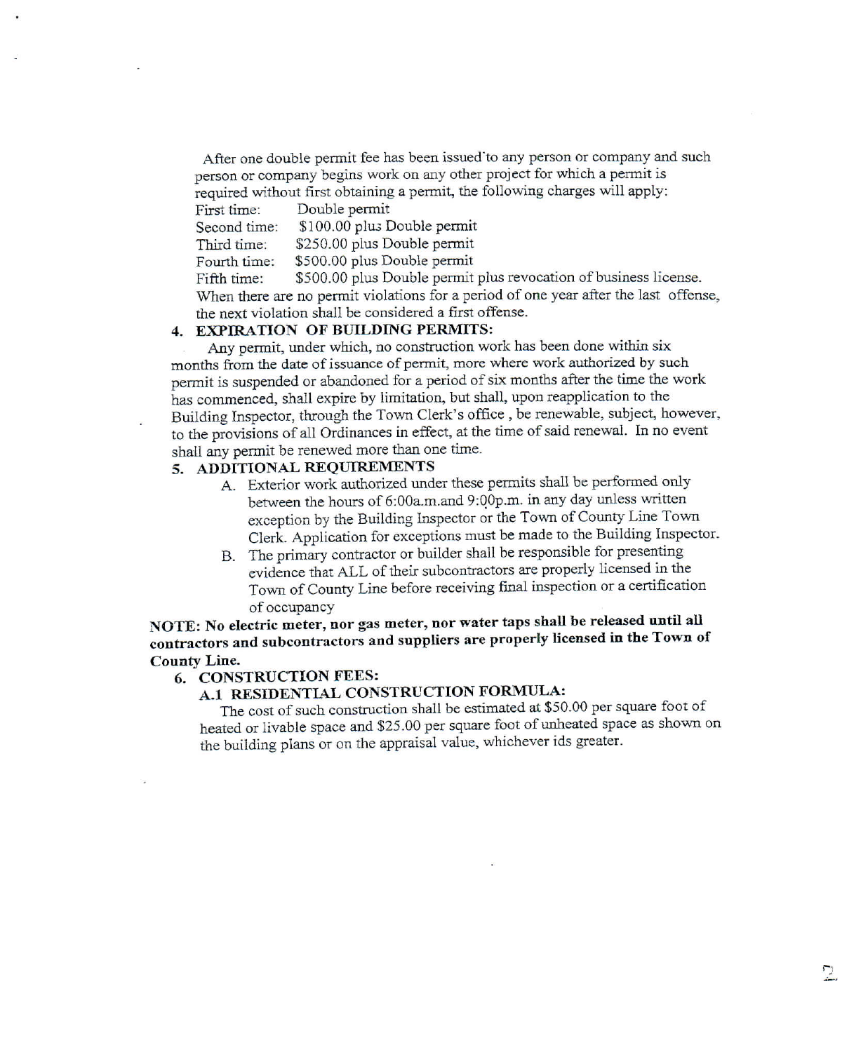After one double permit fee has been issued to any person or company and such person or company begins work on any other project for which a permit is required without first obtaining a permit, the following charges will apply:

First time: Double permit
Second time: $100.00 plus Double permit
Third time: $250.00 plus Double permit
Fourth time: $500.00 plus Double permit
Fifth time: $500.00 plus Double permit plus revocation of business license.

When there are no permit violations for a period of one year after the last offense, the next violation shall be considered a first offense.

## 4. EXPIRATION OF BUILDING PERMITS:

Any permit, under which, no construction work has been done within six months from the date of issuance of permit, more where work authorized by such permit is suspended or abandoned for a period of six months after the time the work has commenced, shall expire by limitation, but shall, upon reapplication to the Building Inspector, through the Town Clerk's office , be renewable, subject, however, to the provisions of all Ordinances in effect, at the time of said renewal. In no event shall any permit be renewed more than one time.

## 5. ADDITIONAL REQUIREMENTS

A. Exterior work authorized under these permits shall be performed only between the hours of 6:00a.m.and 9:00p.m. in any day unless written exception by the Building Inspector or the Town of County Line Town Clerk. Application for exceptions must be made to the Building Inspector.

B. The primary contractor or builder shall be responsible for presenting evidence that ALL of their subcontractors are properly licensed in the Town of County Line before receiving final inspection or a certification of occupancy

**NOTE: No electric meter, nor gas meter, nor water taps shall be released until all contractors and subcontractors and suppliers are properly licensed in the Town of County Line.**

## 6. CONSTRUCTION FEES:

### A.1 RESIDENTIAL CONSTRUCTION FORMULA:

The cost of such construction shall be estimated at $50.00 per square foot of heated or livable space and $25.00 per square foot of unheated space as shown on the building plans or on the appraisal value, whichever ids greater.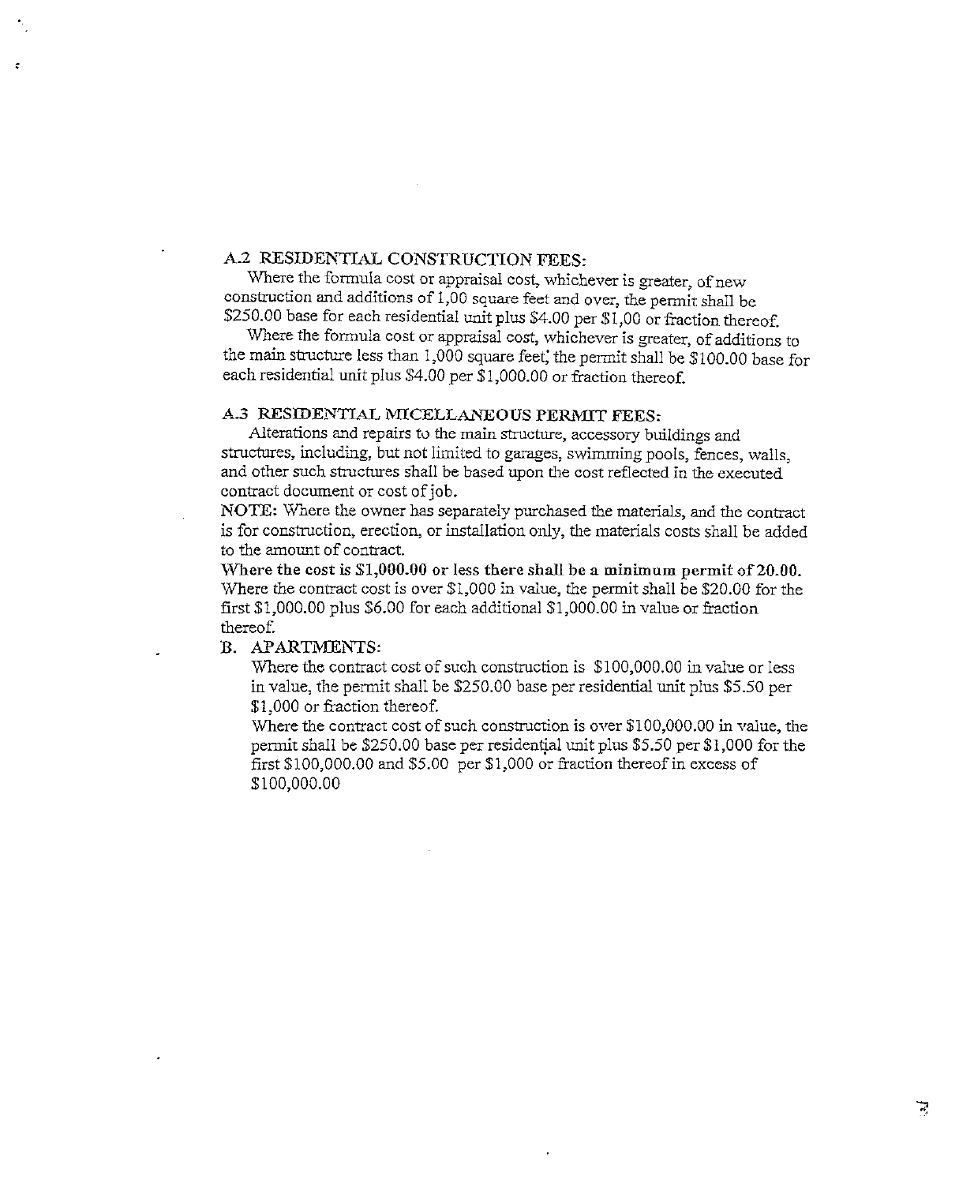## A.2 RESIDENTIAL CONSTRUCTION FEES:

Where the formula cost or appraisal cost, whichever is greater, of new construction and additions of 1,00 square feet and over, the permit shall be $250.00 base for each residential unit plus $4.00 per $1,00 or fraction thereof.

Where the formula cost or appraisal cost, whichever is greater, of additions to the main structure less than 1,000 square feet; the permit shall be $100.00 base for each residential unit plus $4.00 per $1,000.00 or fraction thereof.

## A.3 RESIDENTIAL MICELLANEOUS PERMIT FEES:

Alterations and repairs to the main structure, accessory buildings and structures, including, but not limited to garages, swimming pools, fences, walls, and other such structures shall be based upon the cost reflected in the executed contract document or cost of job.

**NOTE:** Where the owner has separately purchased the materials, and the contract is for construction, erection, or installation only, the materials costs shall be added to the amount of contract.

**Where the cost is $1,000.00 or less there shall be a minimum permit of 20.00.** Where the contract cost is over $1,000 in value, the permit shall be $20.00 for the first $1,000.00 plus $6.00 for each additional $1,000.00 in value or fraction thereof.

## B. APARTMENTS:

Where the contract cost of such construction is $100,000.00 in value or less in value, the permit shall be $250.00 base per residential unit plus $5.50 per $1,000 or fraction thereof.

Where the contract cost of such construction is over $100,000.00 in value, the permit shall be $250.00 base per residential unit plus $5.50 per $1,000 for the first $100,000.00 and $5.00 per $1,000 or fraction thereof in excess of $100,000.00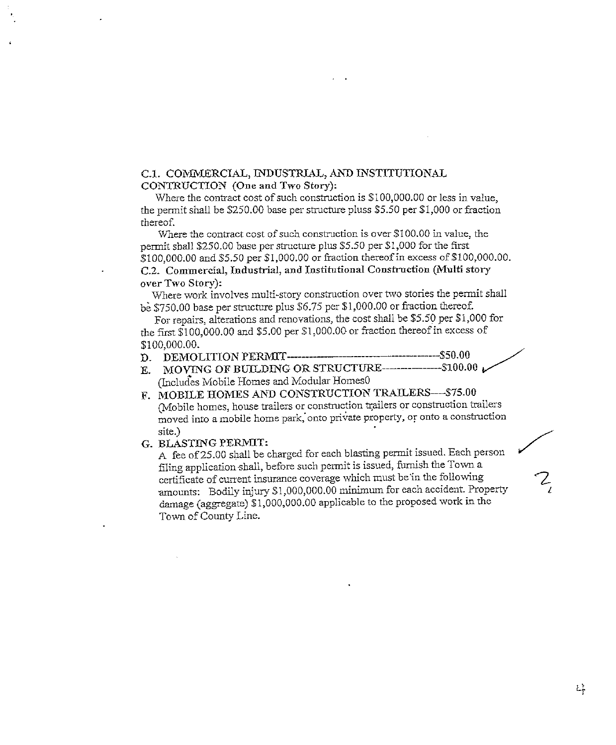### C.1. COMMERCIAL, INDUSTRIAL, AND INSTITUTIONAL CONTRUCTION (One and Two Story):

Where the contract cost of such construction is $100,000.00 or less in value, the permit shall be $250.00 base per structure pluss $5.50 per $1,000 or fraction thereof.

Where the contract cost of such construction is over $100.00 in value, the permit shall $250.00 base per structure plus $5.50 per $1,000 for the first $100,000.00 and $5.50 per $1,000.00 or fraction thereof in excess of $100,000.00.

### C.2. Commercial, Industrial, and Institutional Construction (Multi story over Two Story):

Where work involves multi-story construction over two stories the permit shall be $750.00 base per structure plus $6.75 per $1,000.00 or fraction thereof.

For repairs, alterations and renovations, the cost shall be $5.50 per $1,000 for the first $100,000.00 and $5.00 per $1,000.00 or fraction thereof in excess of $100,000.00.

D. DEMOLITION PERMIT------------------------------------$50.00

E. MOVING OF BUILDING OR STRUCTURE---------------$100.00
(Includes Mobile Homes and Modular Homes0

F. MOBILE HOMES AND CONSTRUCTION TRAILERS---$75.00
(Mobile homes, house trailers or construction trailers or construction trailers moved into a mobile home park, onto private property, or onto a construction site.)

G. BLASTING PERMIT:
A fee of 25.00 shall be charged for each blasting permit issued. Each person filing application shall, before such permit is issued, furnish the Town a certificate of current insurance coverage which must be in the following amounts: Bodily injury $1,000,000.00 minimum for each accident. Property damage (aggregate) $1,000,000.00 applicable to the proposed work in the Town of County Line.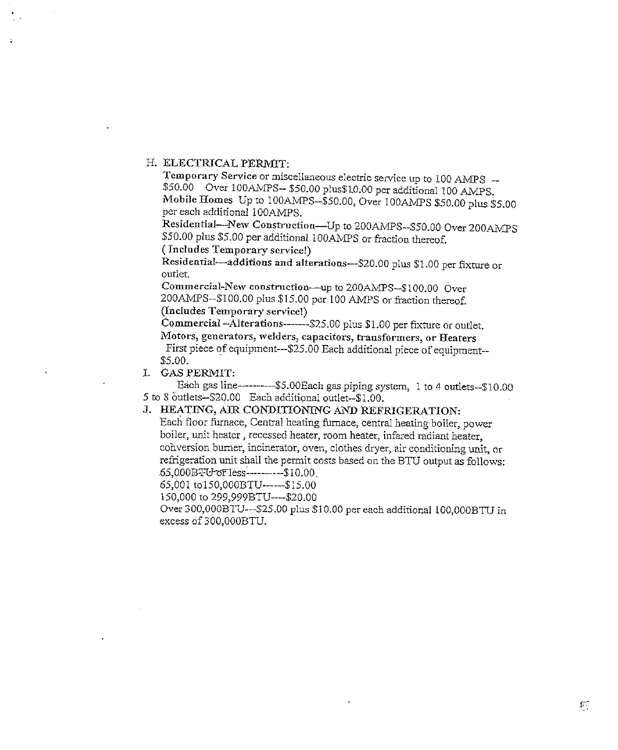H. ELECTRICAL PERMIT:

**Temporary Service** or miscellaneous electric service up to 100 AMPS -- $50.00 Over 100AMPS-- $50.00 plus$10.00 per additional 100 AMPS.

**Mobile Homes** Up to 100AMPS--$50.00, Over 100AMPS $50.00 plus $5.00 per each additional 100AMPS.

**Residential—New Construction**—Up to 200AMPS--$50.00 Over 200AMPS $50.00 plus $5.00 per additional 100AMPS or fraction thereof. **( Includes Temporary service!)**

**Residential—additions and alterations**---$20.00 plus $1.00 per fixture or outlet.

**Commercial-New construction**—up to 200AMPS--$100.00 Over 200AMPS--$100.00 plus $15.00 per 100 AMPS or fraction thereof. **(Includes Temporary service!)**

**Commercial** --Alterations-------$25.00 plus $1.00 per fixture or outlet.

**Motors, generators, welders, capacitors, transformers, or Heaters** First piece of equipment---$25.00 Each additional piece of equipment-- $5.00.

I. GAS PERMIT:

Each gas line----------$5.00Each gas piping system, 1 to 4 outlets--$10.00 5 to 8 outlets--$20.00 Each additional outlet--$1.00.

J. HEATING, AIR CONDITIONING AND REFRIGERATION:

Each floor furnace, Central heating furnace, central heating boiler, power boiler, unit heater , recessed heater, room heater, infared radiant heater, conversion burner, incinerator, oven, clothes dryer, air conditioning unit, or refrigeration unit shall the permit costs based on the BTU output as follows:

65,000BTU or less----------$10.00.

65,001 to150,000BTU------$15.00

150,000 to 299,999BTU----$20.00

Over 300,000BTU---$25.00 plus $10.00 per each additional 100,000BTU in excess of 300,000BTU.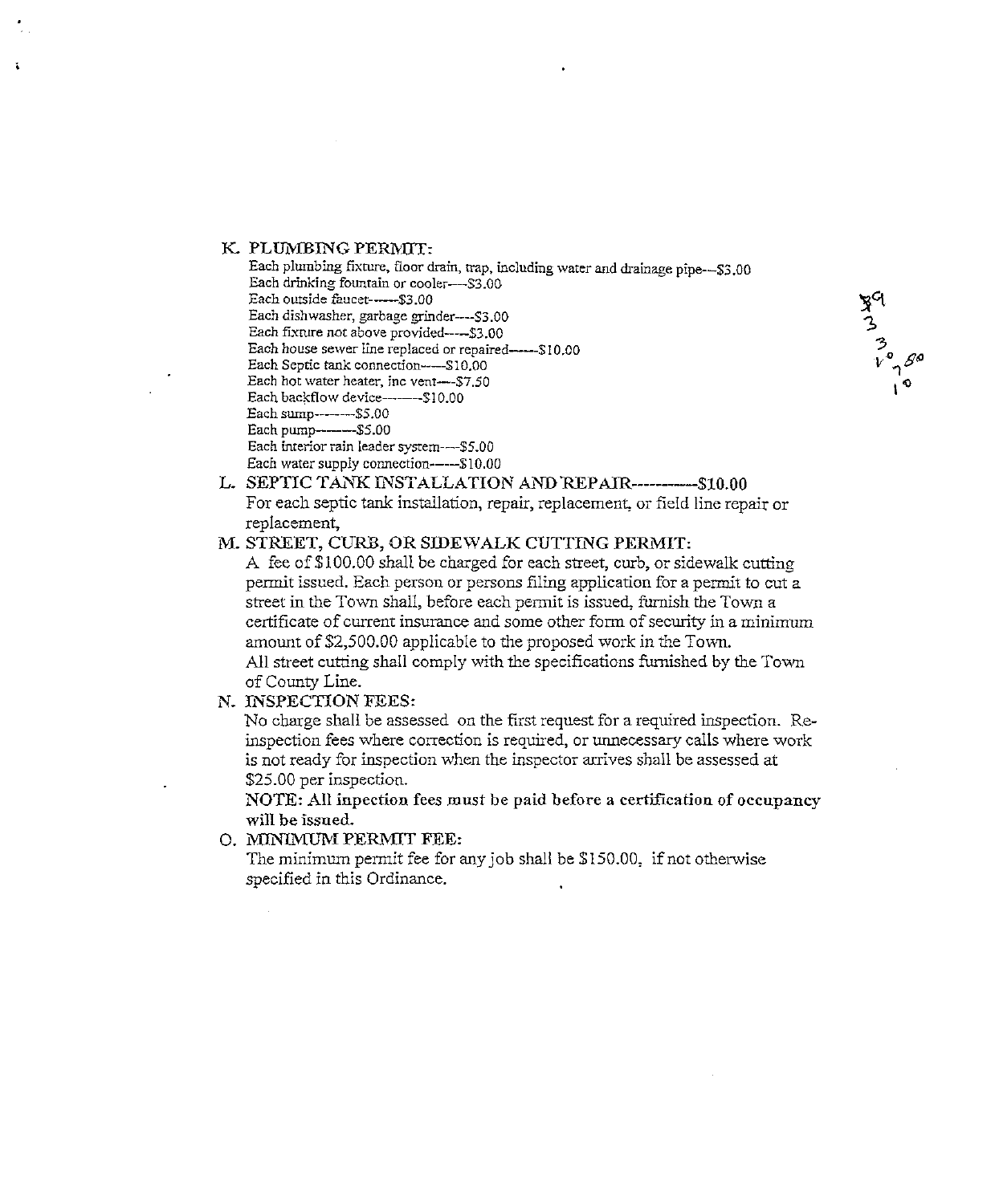K. **PLUMBING PERMIT:**

Each plumbing fixture, floor drain, trap, including water and drainage pipe---$3.00
Each drinking fountain or cooler----$3.00
Each outside faucet------$3.00
Each dishwasher, garbage grinder----$3.00
Each fixture not above provided-----$3.00
Each house sewer line replaced or repaired------$10.00
Each Septic tank connection-----$10.00
Each hot water heater, inc vent----$7.50
Each backflow device---------$10.00
Each sump---------$5.00
Each pump---------$5.00
Each interior rain leader system----$5.00
Each water supply connection------$10.00

L. **SEPTIC TANK INSTALLATION AND REPAIR------------$10.00**

For each septic tank installation, repair, replacement, or field line repair or replacement,

M. **STREET, CURB, OR SIDEWALK CUTTING PERMIT:**

A fee of $100.00 shall be charged for each street, curb, or sidewalk cutting permit issued. Each person or persons filing application for a permit to cut a street in the Town shall, before each permit is issued, furnish the Town a certificate of current insurance and some other form of security in a minimum amount of $2,500.00 applicable to the proposed work in the Town.
All street cutting shall comply with the specifications furnished by the Town of County Line.

N. **INSPECTION FEES:**

No charge shall be assessed on the first request for a required inspection. Re-inspection fees where correction is required, or unnecessary calls where work is not ready for inspection when the inspector arrives shall be assessed at $25.00 per inspection.

**NOTE: All inpection fees must be paid before a certification of occupancy will be issued.**

O. **MINIMUM PERMIT FEE:**

The minimum permit fee for any job shall be $150.00, if not otherwise specified in this Ordinance.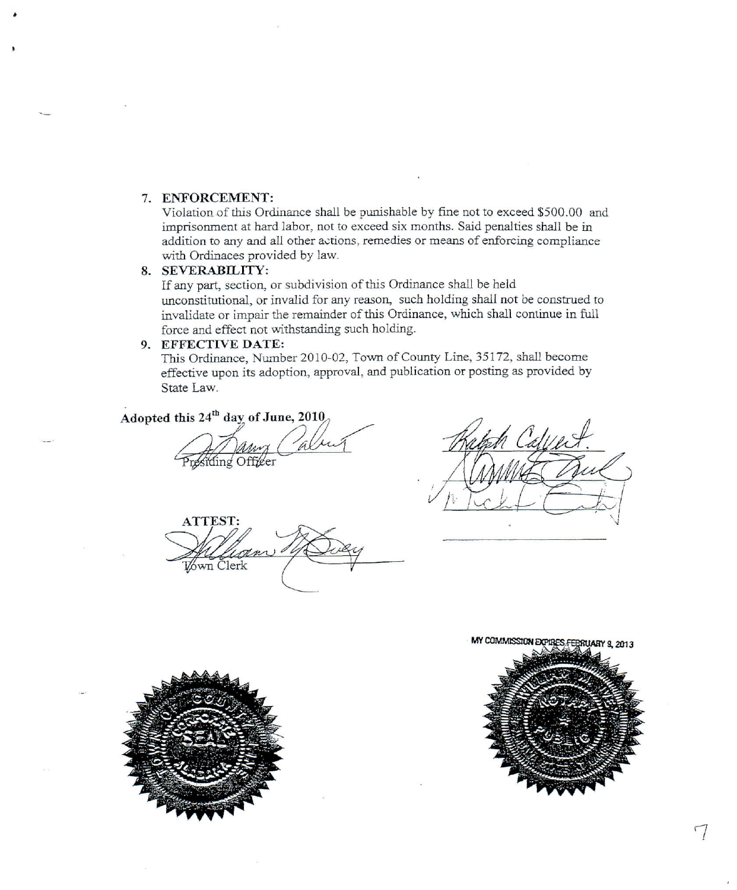7. **ENFORCEMENT:**
   Violation of this Ordinance shall be punishable by fine not to exceed $500.00 and imprisonment at hard labor, not to exceed six months. Said penalties shall be in addition to any and all other actions, remedies or means of enforcing compliance with Ordinaces provided by law.

8. **SEVERABILITY:**
   If any part, section, or subdivision of this Ordinance shall be held unconstitutional, or invalid for any reason, such holding shall not be construed to invalidate or impair the remainder of this Ordinance, which shall continue in full force and effect not withstanding such holding.

9. **EFFECTIVE DATE:**
   This Ordinance, Number 2010-02, Town of County Line, 35172, shall become effective upon its adoption, approval, and publication or posting as provided by State Law.

**Adopted this 24th day of June, 2010**

Presiding Officer

**ATTEST:**

Town Clerk

MY COMMISSION EXPIRES FEBRUARY 9, 2013